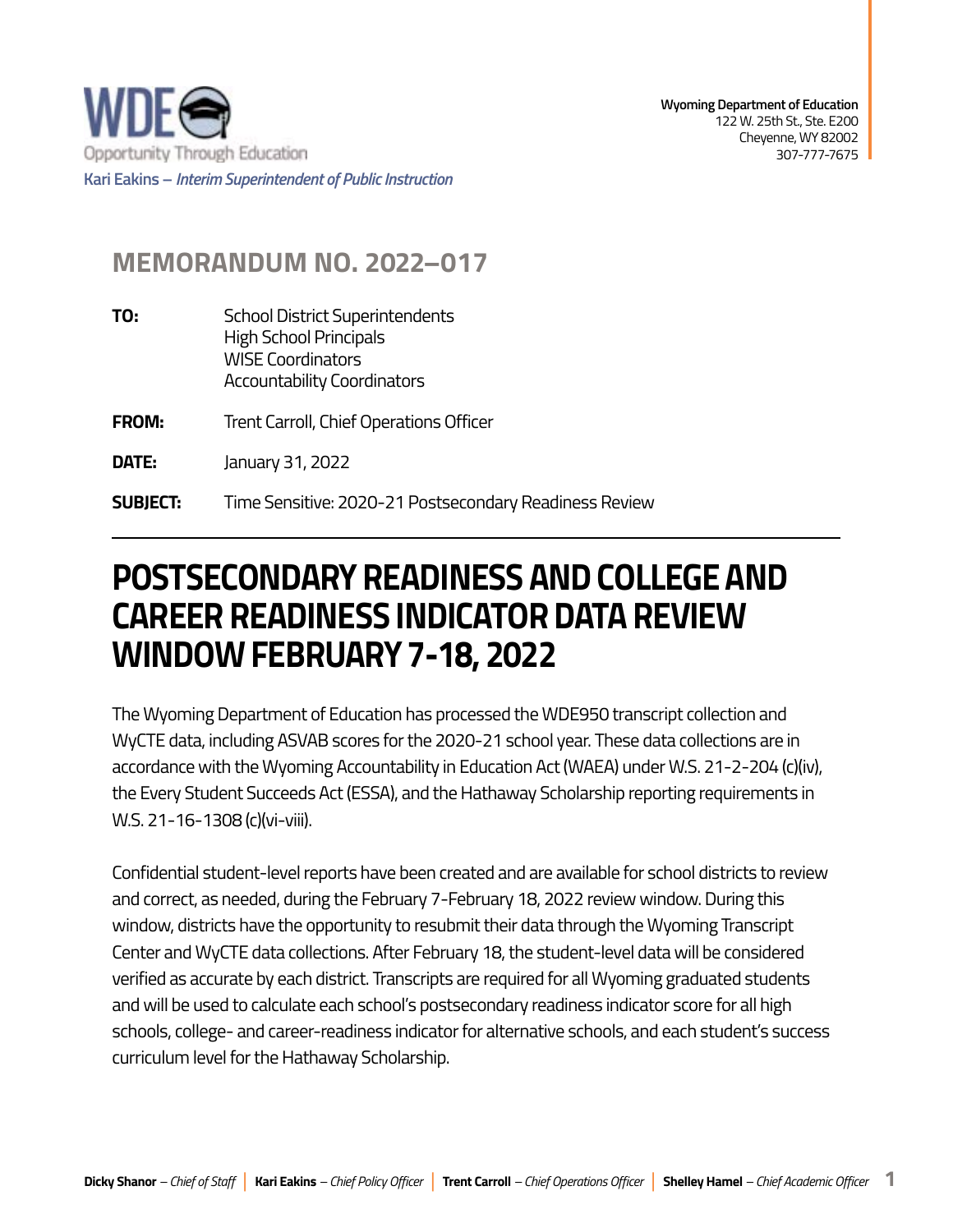WDE

Opportunity Through Education

Kari Eakins – *Interim Superintendent of Public Instruction*

**Wyoming Department of Education**
122 W. 25th St., Ste. E200
Cheyenne, WY 82002
307-777-7675

## MEMORANDUM NO. 2022–017

**TO:** School District Superintendents
High School Principals
WISE Coordinators
Accountability Coordinators

**FROM:** Trent Carroll, Chief Operations Officer

**DATE:** January 31, 2022

**SUBJECT:** Time Sensitive: 2020-21 Postsecondary Readiness Review

---

# POSTSECONDARY READINESS AND COLLEGE AND CAREER READINESS INDICATOR DATA REVIEW WINDOW FEBRUARY 7-18, 2022

The Wyoming Department of Education has processed the WDE950 transcript collection and WyCTE data, including ASVAB scores for the 2020-21 school year. These data collections are in accordance with the Wyoming Accountability in Education Act (WAEA) under W.S. 21-2-204 (c)(iv), the Every Student Succeeds Act (ESSA), and the Hathaway Scholarship reporting requirements in W.S. 21-16-1308 (c)(vi-viii).

Confidential student-level reports have been created and are available for school districts to review and correct, as needed, during the February 7-February 18, 2022 review window. During this window, districts have the opportunity to resubmit their data through the Wyoming Transcript Center and WyCTE data collections. After February 18, the student-level data will be considered verified as accurate by each district. Transcripts are required for all Wyoming graduated students and will be used to calculate each school's postsecondary readiness indicator score for all high schools, college- and career-readiness indicator for alternative schools, and each student's success curriculum level for the Hathaway Scholarship.

**Dicky Shanor** – *Chief of Staff* | **Kari Eakins** – *Chief Policy Officer* | **Trent Carroll** – *Chief Operations Officer* | **Shelley Hamel** – *Chief Academic Officer*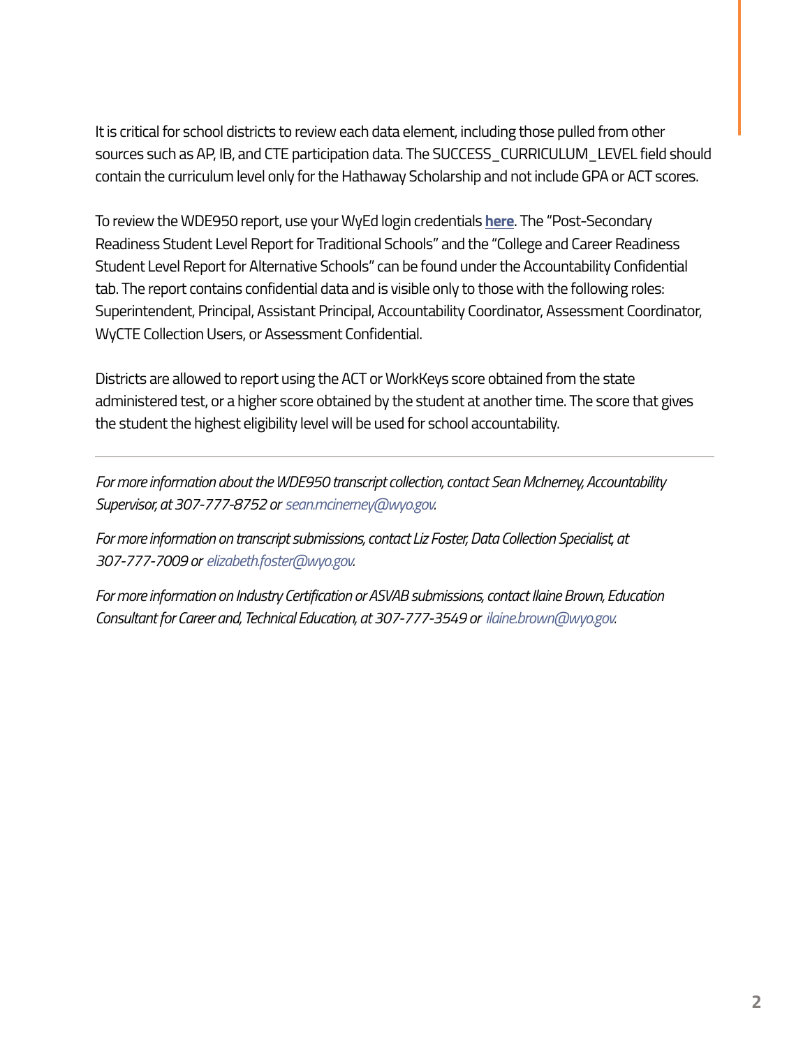It is critical for school districts to review each data element, including those pulled from other sources such as AP, IB, and CTE participation data. The SUCCESS_CURRICULUM_LEVEL field should contain the curriculum level only for the Hathaway Scholarship and not include GPA or ACT scores.

To review the WDE950 report, use your WyEd login credentials **here**. The "Post-Secondary Readiness Student Level Report for Traditional Schools" and the "College and Career Readiness Student Level Report for Alternative Schools" can be found under the Accountability Confidential tab. The report contains confidential data and is visible only to those with the following roles: Superintendent, Principal, Assistant Principal, Accountability Coordinator, Assessment Coordinator, WyCTE Collection Users, or Assessment Confidential.

Districts are allowed to report using the ACT or WorkKeys score obtained from the state administered test, or a higher score obtained by the student at another time. The score that gives the student the highest eligibility level will be used for school accountability.

---

*For more information about the WDE950 transcript collection, contact Sean McInerney, Accountability Supervisor, at 307-777-8752 or sean.mcinerney@wyo.gov.*

*For more information on transcript submissions, contact Liz Foster, Data Collection Specialist, at 307-777-7009 or elizabeth.foster@wyo.gov.*

*For more information on Industry Certification or ASVAB submissions, contact Ilaine Brown, Education Consultant for Career and, Technical Education, at 307-777-3549 or ilaine.brown@wyo.gov.*